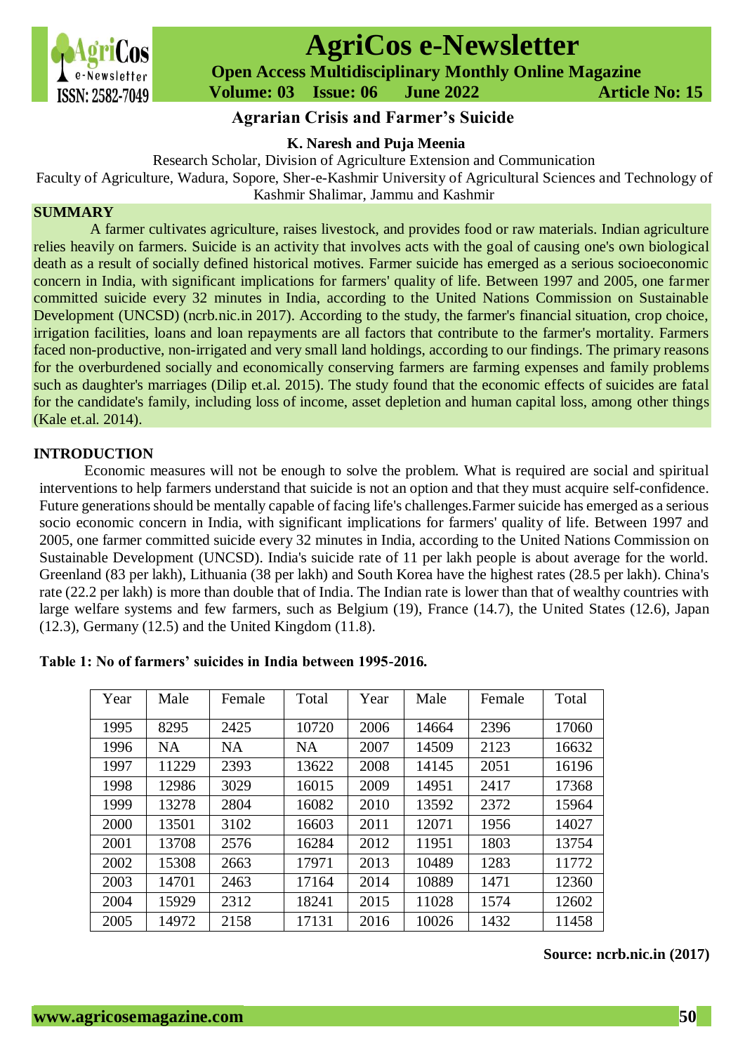# Agrarian Crisis and Farmer's Suicide

**K. Naresh and Puja Meenia**

Research Scholar, Division of Agriculture Extension and Communication

Faculty of Agriculture, Wadura, Sopore, Sher-e-Kashmir University of Agricultural Sciences and Technology of Kashmir Shalimar, Jammu and Kashmir

## SUMMARY

A farmer cultivates agriculture, raises livestock, and provides food or raw materials. Indian agriculture relies heavily on farmers. Suicide is an activity that involves acts with the goal of causing one's own biological death as a result of socially defined historical motives. Farmer suicide has emerged as a serious socioeconomic concern in India, with significant implications for farmers' quality of life. Between 1997 and 2005, one farmer committed suicide every 32 minutes in India, according to the United Nations Commission on Sustainable Development (UNCSD) (ncrb.nic.in 2017). According to the study, the farmer's financial situation, crop choice, irrigation facilities, loans and loan repayments are all factors that contribute to the farmer's mortality. Farmers faced non-productive, non-irrigated and very small land holdings, according to our findings. The primary reasons for the overburdened socially and economically conserving farmers are farming expenses and family problems such as daughter's marriages (Dilip et.al. 2015). The study found that the economic effects of suicides are fatal for the candidate's family, including loss of income, asset depletion and human capital loss, among other things (Kale et.al. 2014).

## INTRODUCTION

Economic measures will not be enough to solve the problem. What is required are social and spiritual interventions to help farmers understand that suicide is not an option and that they must acquire self-confidence. Future generations should be mentally capable of facing life's challenges.Farmer suicide has emerged as a serious socio economic concern in India, with significant implications for farmers' quality of life. Between 1997 and 2005, one farmer committed suicide every 32 minutes in India, according to the United Nations Commission on Sustainable Development (UNCSD). India's suicide rate of 11 per lakh people is about average for the world. Greenland (83 per lakh), Lithuania (38 per lakh) and South Korea have the highest rates (28.5 per lakh). China's rate (22.2 per lakh) is more than double that of India. The Indian rate is lower than that of wealthy countries with large welfare systems and few farmers, such as Belgium (19), France (14.7), the United States (12.6), Japan (12.3), Germany (12.5) and the United Kingdom (11.8).

**Table 1: No of farmers' suicides in India between 1995-2016.**

| Year | Male | Female | Total | Year | Male | Female | Total |
|---|---|---|---|---|---|---|---|
| 1995 | 8295 | 2425 | 10720 | 2006 | 14664 | 2396 | 17060 |
| 1996 | NA | NA | NA | 2007 | 14509 | 2123 | 16632 |
| 1997 | 11229 | 2393 | 13622 | 2008 | 14145 | 2051 | 16196 |
| 1998 | 12986 | 3029 | 16015 | 2009 | 14951 | 2417 | 17368 |
| 1999 | 13278 | 2804 | 16082 | 2010 | 13592 | 2372 | 15964 |
| 2000 | 13501 | 3102 | 16603 | 2011 | 12071 | 1956 | 14027 |
| 2001 | 13708 | 2576 | 16284 | 2012 | 11951 | 1803 | 13754 |
| 2002 | 15308 | 2663 | 17971 | 2013 | 10489 | 1283 | 11772 |
| 2003 | 14701 | 2463 | 17164 | 2014 | 10889 | 1471 | 12360 |
| 2004 | 15929 | 2312 | 18241 | 2015 | 11028 | 1574 | 12602 |
| 2005 | 14972 | 2158 | 17131 | 2016 | 10026 | 1432 | 11458 |

**Source: ncrb.nic.in (2017)**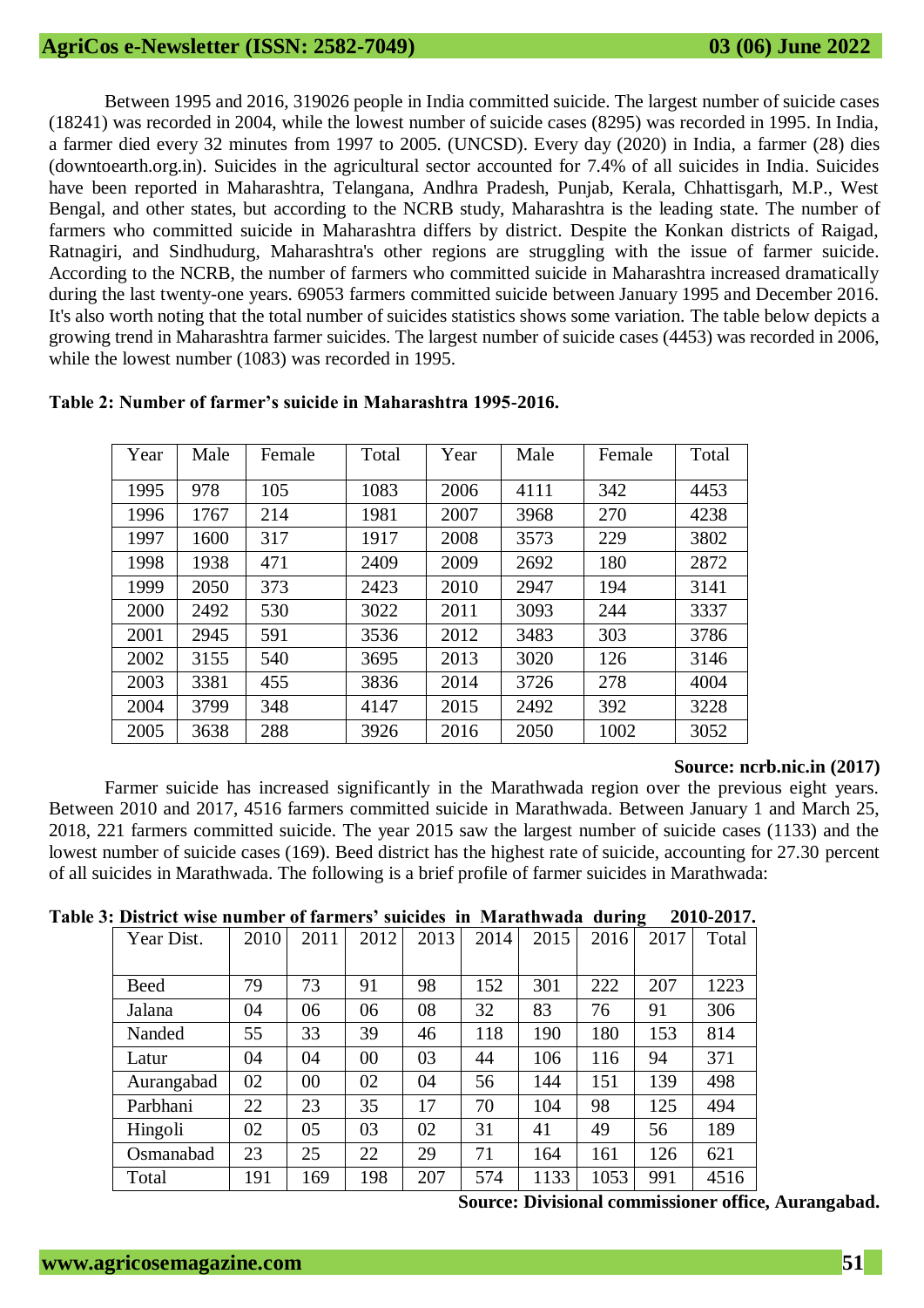Between 1995 and 2016, 319026 people in India committed suicide. The largest number of suicide cases (18241) was recorded in 2004, while the lowest number of suicide cases (8295) was recorded in 1995. In India, a farmer died every 32 minutes from 1997 to 2005. (UNCSD). Every day (2020) in India, a farmer (28) dies (downtoearth.org.in). Suicides in the agricultural sector accounted for 7.4% of all suicides in India. Suicides have been reported in Maharashtra, Telangana, Andhra Pradesh, Punjab, Kerala, Chhattisgarh, M.P., West Bengal, and other states, but according to the NCRB study, Maharashtra is the leading state. The number of farmers who committed suicide in Maharashtra differs by district. Despite the Konkan districts of Raigad, Ratnagiri, and Sindhudurg, Maharashtra's other regions are struggling with the issue of farmer suicide. According to the NCRB, the number of farmers who committed suicide in Maharashtra increased dramatically during the last twenty-one years. 69053 farmers committed suicide between January 1995 and December 2016. It's also worth noting that the total number of suicides statistics shows some variation. The table below depicts a growing trend in Maharashtra farmer suicides. The largest number of suicide cases (4453) was recorded in 2006, while the lowest number (1083) was recorded in 1995.

**Table 2: Number of farmer's suicide in Maharashtra 1995-2016.**

| Year | Male | Female | Total | Year | Male | Female | Total |
|---|---|---|---|---|---|---|---|
| 1995 | 978 | 105 | 1083 | 2006 | 4111 | 342 | 4453 |
| 1996 | 1767 | 214 | 1981 | 2007 | 3968 | 270 | 4238 |
| 1997 | 1600 | 317 | 1917 | 2008 | 3573 | 229 | 3802 |
| 1998 | 1938 | 471 | 2409 | 2009 | 2692 | 180 | 2872 |
| 1999 | 2050 | 373 | 2423 | 2010 | 2947 | 194 | 3141 |
| 2000 | 2492 | 530 | 3022 | 2011 | 3093 | 244 | 3337 |
| 2001 | 2945 | 591 | 3536 | 2012 | 3483 | 303 | 3786 |
| 2002 | 3155 | 540 | 3695 | 2013 | 3020 | 126 | 3146 |
| 2003 | 3381 | 455 | 3836 | 2014 | 3726 | 278 | 4004 |
| 2004 | 3799 | 348 | 4147 | 2015 | 2492 | 392 | 3228 |
| 2005 | 3638 | 288 | 3926 | 2016 | 2050 | 1002 | 3052 |

**Source: ncrb.nic.in (2017)**

Farmer suicide has increased significantly in the Marathwada region over the previous eight years. Between 2010 and 2017, 4516 farmers committed suicide in Marathwada. Between January 1 and March 25, 2018, 221 farmers committed suicide. The year 2015 saw the largest number of suicide cases (1133) and the lowest number of suicide cases (169). Beed district has the highest rate of suicide, accounting for 27.30 percent of all suicides in Marathwada. The following is a brief profile of farmer suicides in Marathwada:

**Table 3: District wise number of farmers' suicides in Marathwada during 2010-2017.**

| Year Dist. | 2010 | 2011 | 2012 | 2013 | 2014 | 2015 | 2016 | 2017 | Total |
|---|---|---|---|---|---|---|---|---|---|
| Beed | 79 | 73 | 91 | 98 | 152 | 301 | 222 | 207 | 1223 |
| Jalana | 04 | 06 | 06 | 08 | 32 | 83 | 76 | 91 | 306 |
| Nanded | 55 | 33 | 39 | 46 | 118 | 190 | 180 | 153 | 814 |
| Latur | 04 | 04 | 00 | 03 | 44 | 106 | 116 | 94 | 371 |
| Aurangabad | 02 | 00 | 02 | 04 | 56 | 144 | 151 | 139 | 498 |
| Parbhani | 22 | 23 | 35 | 17 | 70 | 104 | 98 | 125 | 494 |
| Hingoli | 02 | 05 | 03 | 02 | 31 | 41 | 49 | 56 | 189 |
| Osmanabad | 23 | 25 | 22 | 29 | 71 | 164 | 161 | 126 | 621 |
| Total | 191 | 169 | 198 | 207 | 574 | 1133 | 1053 | 991 | 4516 |

**Source: Divisional commissioner office, Aurangabad.**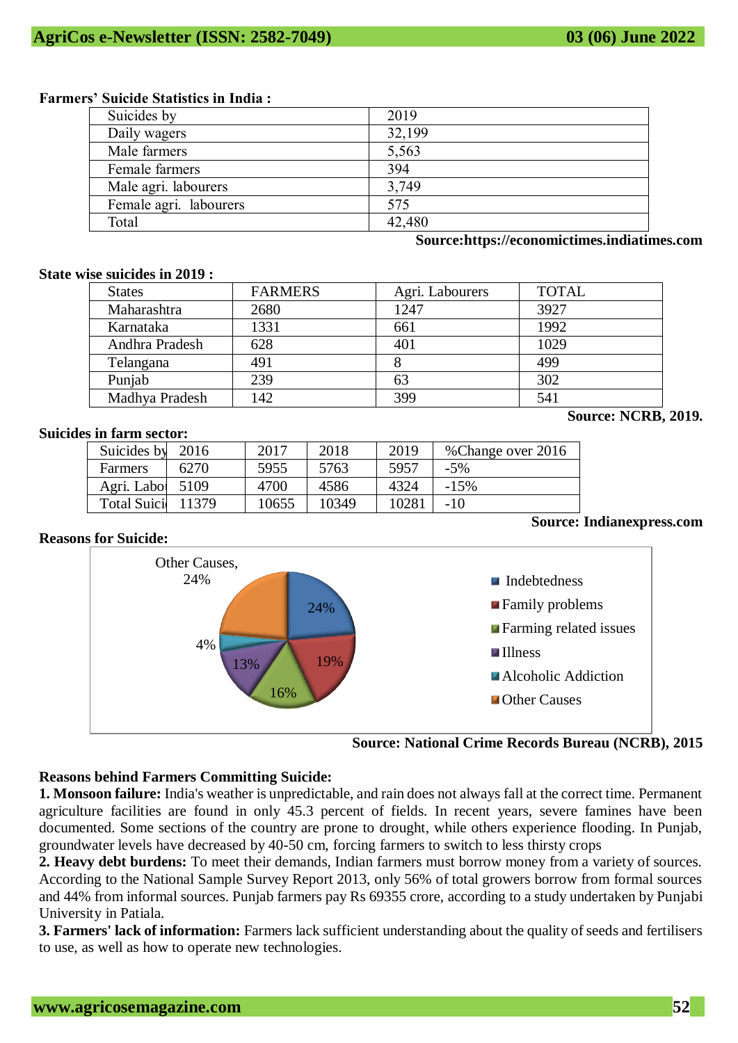**Farmers' Suicide Statistics in India :**

| Suicides by | 2019 |
|---|---|
| Daily wagers | 32,199 |
| Male farmers | 5,563 |
| Female farmers | 394 |
| Male agri. labourers | 3,749 |
| Female agri. labourers | 575 |
| Total | 42,480 |

**Source:https://economictimes.indiatimes.com**

**State wise suicides in 2019 :**

| States | FARMERS | Agri. Labourers | TOTAL |
|---|---|---|---|
| Maharashtra | 2680 | 1247 | 3927 |
| Karnataka | 1331 | 661 | 1992 |
| Andhra Pradesh | 628 | 401 | 1029 |
| Telangana | 491 | 8 | 499 |
| Punjab | 239 | 63 | 302 |
| Madhya Pradesh | 142 | 399 | 541 |

**Source: NCRB, 2019.**

**Suicides in farm sector:**

| Suicides by | 2016 | 2017 | 2018 | 2019 | %Change over 2016 |
|---|---|---|---|---|---|
| Farmers | 6270 | 5955 | 5763 | 5957 | -5% |
| Agri. Labo | 5109 | 4700 | 4586 | 4324 | -15% |
| Total Suici | 11379 | 10655 | 10349 | 10281 | -10 |

**Source: Indianexpress.com**

**Reasons for Suicide:**

| Reason | Share |
|---|---|
| Indebtedness | 24% |
| Family problems | 19% |
| Farming related issues | 16% |
| Illness | 13% |
| Alcoholic Addiction | 4% |
| Other Causes | 24% |

**Source: National Crime Records Bureau (NCRB), 2015**

**Reasons behind Farmers Committing Suicide:**

**1. Monsoon failure:** India's weather is unpredictable, and rain does not always fall at the correct time. Permanent agriculture facilities are found in only 45.3 percent of fields. In recent years, severe famines have been documented. Some sections of the country are prone to drought, while others experience flooding. In Punjab, groundwater levels have decreased by 40-50 cm, forcing farmers to switch to less thirsty crops

**2. Heavy debt burdens:** To meet their demands, Indian farmers must borrow money from a variety of sources. According to the National Sample Survey Report 2013, only 56% of total growers borrow from formal sources and 44% from informal sources. Punjab farmers pay Rs 69355 crore, according to a study undertaken by Punjabi University in Patiala.

**3. Farmers' lack of information:** Farmers lack sufficient understanding about the quality of seeds and fertilisers to use, as well as how to operate new technologies.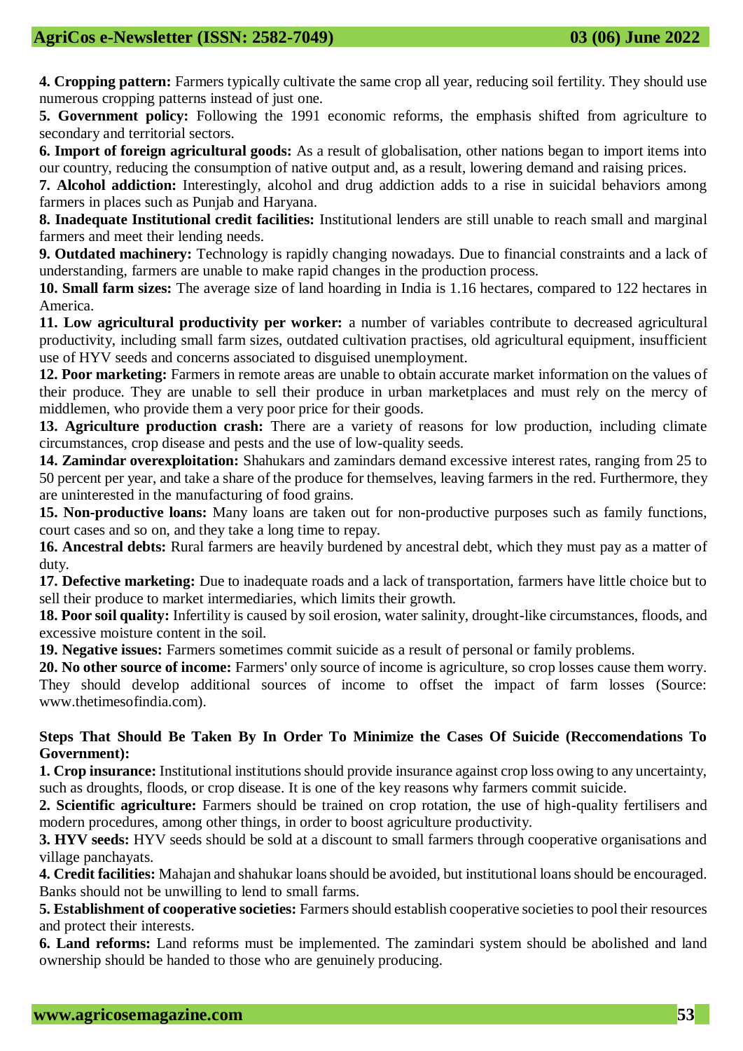**4. Cropping pattern:** Farmers typically cultivate the same crop all year, reducing soil fertility. They should use numerous cropping patterns instead of just one.

**5. Government policy:** Following the 1991 economic reforms, the emphasis shifted from agriculture to secondary and territorial sectors.

**6. Import of foreign agricultural goods:** As a result of globalisation, other nations began to import items into our country, reducing the consumption of native output and, as a result, lowering demand and raising prices.

**7. Alcohol addiction:** Interestingly, alcohol and drug addiction adds to a rise in suicidal behaviors among farmers in places such as Punjab and Haryana.

**8. Inadequate Institutional credit facilities:** Institutional lenders are still unable to reach small and marginal farmers and meet their lending needs.

**9. Outdated machinery:** Technology is rapidly changing nowadays. Due to financial constraints and a lack of understanding, farmers are unable to make rapid changes in the production process.

**10. Small farm sizes:** The average size of land hoarding in India is 1.16 hectares, compared to 122 hectares in America.

**11. Low agricultural productivity per worker:** a number of variables contribute to decreased agricultural productivity, including small farm sizes, outdated cultivation practises, old agricultural equipment, insufficient use of HYV seeds and concerns associated to disguised unemployment.

**12. Poor marketing:** Farmers in remote areas are unable to obtain accurate market information on the values of their produce. They are unable to sell their produce in urban marketplaces and must rely on the mercy of middlemen, who provide them a very poor price for their goods.

**13. Agriculture production crash:** There are a variety of reasons for low production, including climate circumstances, crop disease and pests and the use of low-quality seeds.

**14. Zamindar overexploitation:** Shahukars and zamindars demand excessive interest rates, ranging from 25 to 50 percent per year, and take a share of the produce for themselves, leaving farmers in the red. Furthermore, they are uninterested in the manufacturing of food grains.

**15. Non-productive loans:** Many loans are taken out for non-productive purposes such as family functions, court cases and so on, and they take a long time to repay.

**16. Ancestral debts:** Rural farmers are heavily burdened by ancestral debt, which they must pay as a matter of duty.

**17. Defective marketing:** Due to inadequate roads and a lack of transportation, farmers have little choice but to sell their produce to market intermediaries, which limits their growth.

**18. Poor soil quality:** Infertility is caused by soil erosion, water salinity, drought-like circumstances, floods, and excessive moisture content in the soil.

**19. Negative issues:** Farmers sometimes commit suicide as a result of personal or family problems.

**20. No other source of income:** Farmers' only source of income is agriculture, so crop losses cause them worry. They should develop additional sources of income to offset the impact of farm losses (Source: www.thetimesofindia.com).

**Steps That Should Be Taken By In Order To Minimize the Cases Of Suicide (Reccomendations To Government):**

**1. Crop insurance:** Institutional institutions should provide insurance against crop loss owing to any uncertainty, such as droughts, floods, or crop disease. It is one of the key reasons why farmers commit suicide.

**2. Scientific agriculture:** Farmers should be trained on crop rotation, the use of high-quality fertilisers and modern procedures, among other things, in order to boost agriculture productivity.

**3. HYV seeds:** HYV seeds should be sold at a discount to small farmers through cooperative organisations and village panchayats.

**4. Credit facilities:** Mahajan and shahukar loans should be avoided, but institutional loans should be encouraged. Banks should not be unwilling to lend to small farms.

**5. Establishment of cooperative societies:** Farmers should establish cooperative societies to pool their resources and protect their interests.

**6. Land reforms:** Land reforms must be implemented. The zamindari system should be abolished and land ownership should be handed to those who are genuinely producing.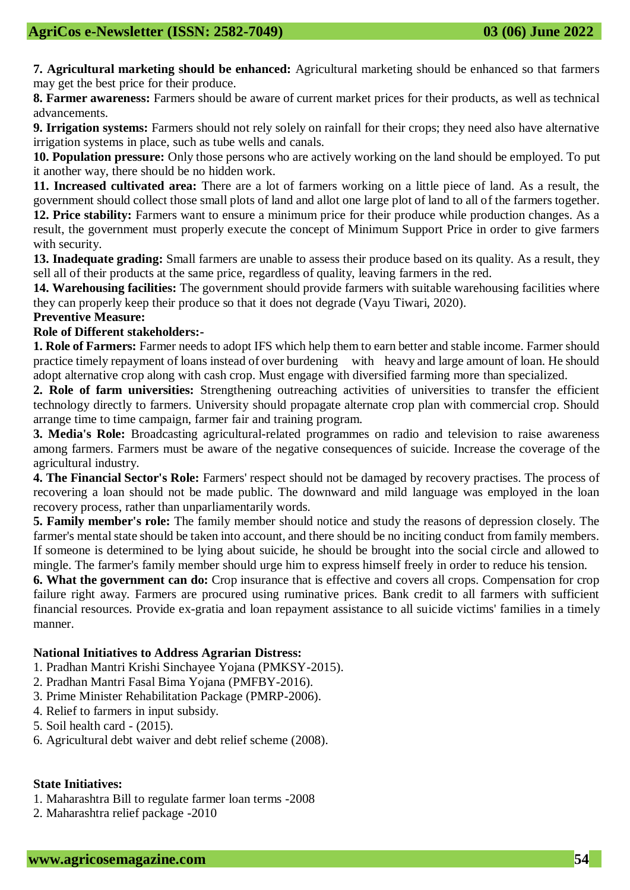**7. Agricultural marketing should be enhanced:** Agricultural marketing should be enhanced so that farmers may get the best price for their produce.

**8. Farmer awareness:** Farmers should be aware of current market prices for their products, as well as technical advancements.

**9. Irrigation systems:** Farmers should not rely solely on rainfall for their crops; they need also have alternative irrigation systems in place, such as tube wells and canals.

**10. Population pressure:** Only those persons who are actively working on the land should be employed. To put it another way, there should be no hidden work.

**11. Increased cultivated area:** There are a lot of farmers working on a little piece of land. As a result, the government should collect those small plots of land and allot one large plot of land to all of the farmers together.

**12. Price stability:** Farmers want to ensure a minimum price for their produce while production changes. As a result, the government must properly execute the concept of Minimum Support Price in order to give farmers with security.

**13. Inadequate grading:** Small farmers are unable to assess their produce based on its quality. As a result, they sell all of their products at the same price, regardless of quality, leaving farmers in the red.

**14. Warehousing facilities:** The government should provide farmers with suitable warehousing facilities where they can properly keep their produce so that it does not degrade (Vayu Tiwari, 2020).

**Preventive Measure:**

**Role of Different stakeholders:-**

**1. Role of Farmers:** Farmer needs to adopt IFS which help them to earn better and stable income. Farmer should practice timely repayment of loans instead of over burdening with heavy and large amount of loan. He should adopt alternative crop along with cash crop. Must engage with diversified farming more than specialized.

**2. Role of farm universities:** Strengthening outreaching activities of universities to transfer the efficient technology directly to farmers. University should propagate alternate crop plan with commercial crop. Should arrange time to time campaign, farmer fair and training program.

**3. Media's Role:** Broadcasting agricultural-related programmes on radio and television to raise awareness among farmers. Farmers must be aware of the negative consequences of suicide. Increase the coverage of the agricultural industry.

**4. The Financial Sector's Role:** Farmers' respect should not be damaged by recovery practises. The process of recovering a loan should not be made public. The downward and mild language was employed in the loan recovery process, rather than unparliamentarily words.

**5. Family member's role:** The family member should notice and study the reasons of depression closely. The farmer's mental state should be taken into account, and there should be no inciting conduct from family members. If someone is determined to be lying about suicide, he should be brought into the social circle and allowed to mingle. The farmer's family member should urge him to express himself freely in order to reduce his tension.

**6. What the government can do:** Crop insurance that is effective and covers all crops. Compensation for crop failure right away. Farmers are procured using ruminative prices. Bank credit to all farmers with sufficient financial resources. Provide ex-gratia and loan repayment assistance to all suicide victims' families in a timely manner.

**National Initiatives to Address Agrarian Distress:**

1. Pradhan Mantri Krishi Sinchayee Yojana (PMKSY-2015).
2. Pradhan Mantri Fasal Bima Yojana (PMFBY-2016).
3. Prime Minister Rehabilitation Package (PMRP-2006).
4. Relief to farmers in input subsidy.
5. Soil health card - (2015).
6. Agricultural debt waiver and debt relief scheme (2008).

**State Initiatives:**

1. Maharashtra Bill to regulate farmer loan terms -2008
2. Maharashtra relief package -2010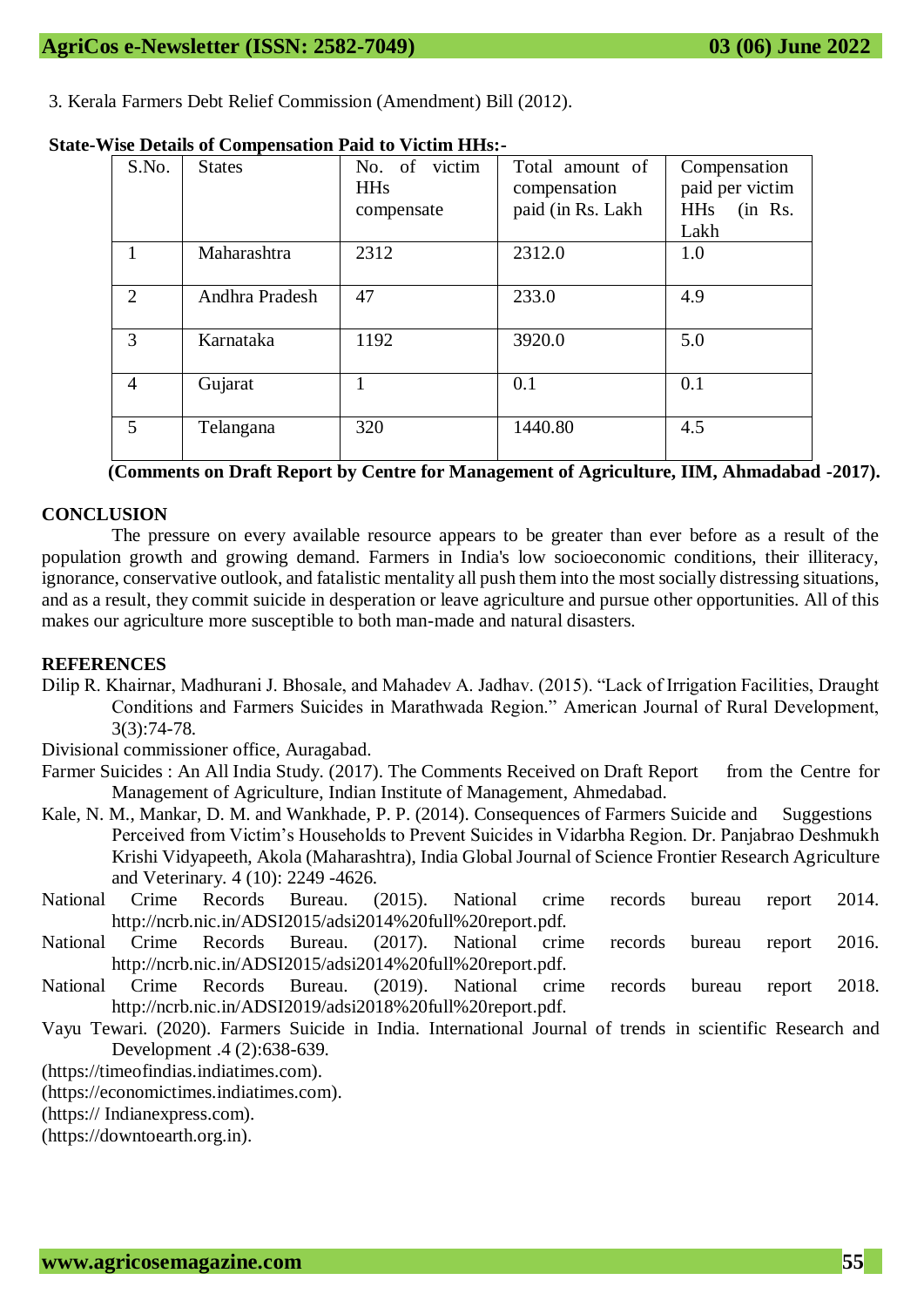3. Kerala Farmers Debt Relief Commission (Amendment) Bill (2012).

**State-Wise Details of Compensation Paid to Victim HHs:-**

| S.No. | States | No. of victim HHs compensate | Total amount of compensation paid (in Rs. Lakh | Compensation paid per victim HHs (in Rs. Lakh |
|---|---|---|---|---|
| 1 | Maharashtra | 2312 | 2312.0 | 1.0 |
| 2 | Andhra Pradesh | 47 | 233.0 | 4.9 |
| 3 | Karnataka | 1192 | 3920.0 | 5.0 |
| 4 | Gujarat | 1 | 0.1 | 0.1 |
| 5 | Telangana | 320 | 1440.80 | 4.5 |

**(Comments on Draft Report by Centre for Management of Agriculture, IIM, Ahmadabad -2017).**

## CONCLUSION

The pressure on every available resource appears to be greater than ever before as a result of the population growth and growing demand. Farmers in India's low socioeconomic conditions, their illiteracy, ignorance, conservative outlook, and fatalistic mentality all push them into the most socially distressing situations, and as a result, they commit suicide in desperation or leave agriculture and pursue other opportunities. All of this makes our agriculture more susceptible to both man-made and natural disasters.

## REFERENCES

Dilip R. Khairnar, Madhurani J. Bhosale, and Mahadev A. Jadhav. (2015). "Lack of Irrigation Facilities, Draught Conditions and Farmers Suicides in Marathwada Region." American Journal of Rural Development, 3(3):74-78.

Divisional commissioner office, Auragabad.

Farmer Suicides : An All India Study. (2017). The Comments Received on Draft Report from the Centre for Management of Agriculture, Indian Institute of Management, Ahmedabad.

Kale, N. M., Mankar, D. M. and Wankhade, P. P. (2014). Consequences of Farmers Suicide and Suggestions Perceived from Victim's Households to Prevent Suicides in Vidarbha Region. Dr. Panjabrao Deshmukh Krishi Vidyapeeth, Akola (Maharashtra), India Global Journal of Science Frontier Research Agriculture and Veterinary. 4 (10): 2249 -4626.

National Crime Records Bureau. (2015). National crime records bureau report 2014. http://ncrb.nic.in/ADSI2015/adsi2014%20full%20report.pdf.

National Crime Records Bureau. (2017). National crime records bureau report 2016. http://ncrb.nic.in/ADSI2015/adsi2014%20full%20report.pdf.

National Crime Records Bureau. (2019). National crime records bureau report 2018. http://ncrb.nic.in/ADSI2019/adsi2018%20full%20report.pdf.

Vayu Tewari. (2020). Farmers Suicide in India. International Journal of trends in scientific Research and Development .4 (2):638-639.

(https://timeofindias.indiatimes.com).

(https://economictimes.indiatimes.com).

(https:// Indianexpress.com).

(https://downtoearth.org.in).